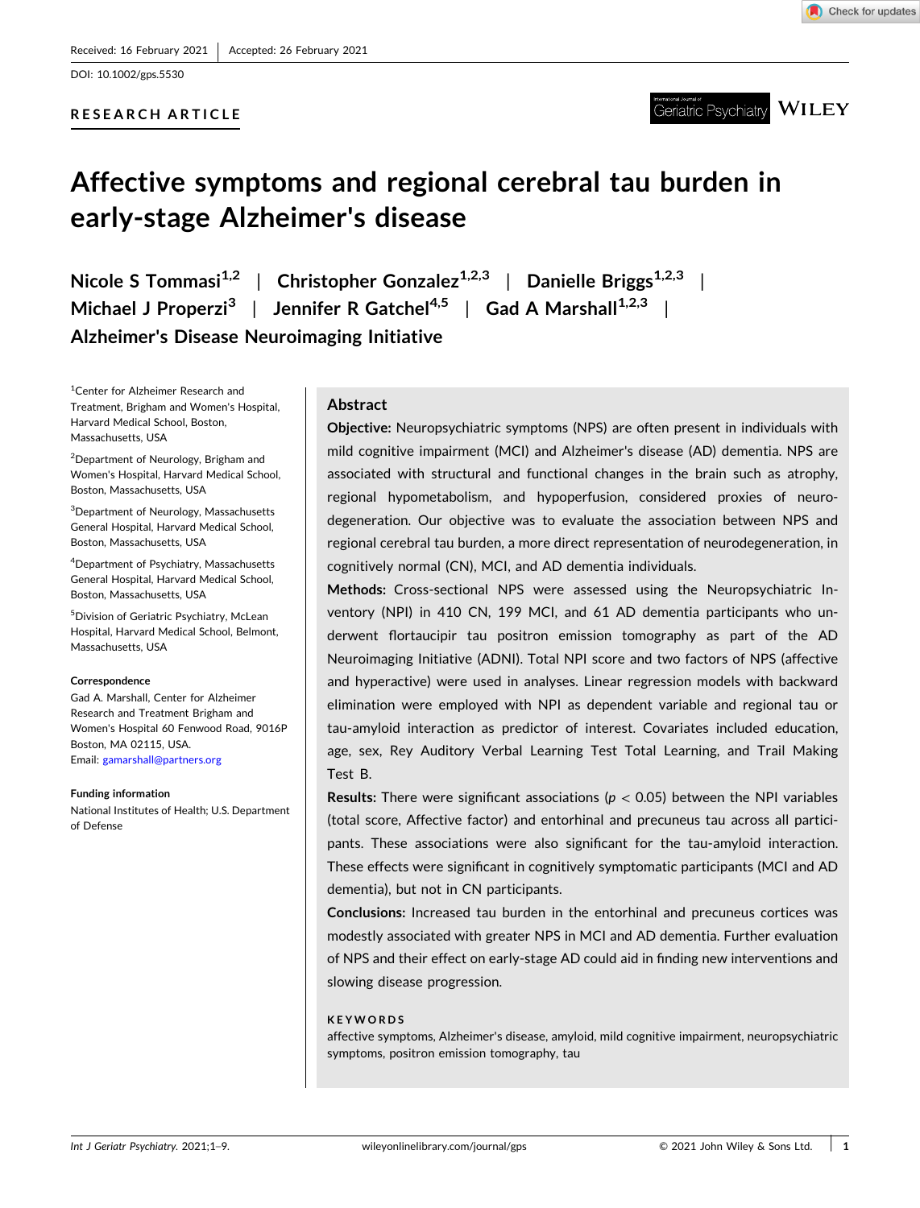Received: 16 February 2021 | Accepted: 26 February 2021

DOI: 10.1002/gps.5530

RESEARCH ARTICLE

# Affective symptoms and regional cerebral tau burden in early-stage Alzheimer's disease

Nicole S Tommasi[1,2] | Christopher Gonzalez[1,2,3] | Danielle Briggs[1,2,3] | Michael J Properzi[3] | Jennifer R Gatchel[4,5] | Gad A Marshall[1,2,3] | Alzheimer's Disease Neuroimaging Initiative

[1]Center for Alzheimer Research and Treatment, Brigham and Women's Hospital, Harvard Medical School, Boston, Massachusetts, USA

[2]Department of Neurology, Brigham and Women's Hospital, Harvard Medical School, Boston, Massachusetts, USA

[3]Department of Neurology, Massachusetts General Hospital, Harvard Medical School, Boston, Massachusetts, USA

[4]Department of Psychiatry, Massachusetts General Hospital, Harvard Medical School, Boston, Massachusetts, USA

[5]Division of Geriatric Psychiatry, McLean Hospital, Harvard Medical School, Belmont, Massachusetts, USA

**Correspondence**

Gad A. Marshall, Center for Alzheimer Research and Treatment Brigham and Women's Hospital 60 Fenwood Road, 9016P Boston, MA 02115, USA.
Email: gamarshall@partners.org

**Funding information**

National Institutes of Health; U.S. Department of Defense

## Abstract

**Objective:** Neuropsychiatric symptoms (NPS) are often present in individuals with mild cognitive impairment (MCI) and Alzheimer's disease (AD) dementia. NPS are associated with structural and functional changes in the brain such as atrophy, regional hypometabolism, and hypoperfusion, considered proxies of neurodegeneration. Our objective was to evaluate the association between NPS and regional cerebral tau burden, a more direct representation of neurodegeneration, in cognitively normal (CN), MCI, and AD dementia individuals.

**Methods:** Cross-sectional NPS were assessed using the Neuropsychiatric Inventory (NPI) in 410 CN, 199 MCI, and 61 AD dementia participants who underwent flortaucipir tau positron emission tomography as part of the AD Neuroimaging Initiative (ADNI). Total NPI score and two factors of NPS (affective and hyperactive) were used in analyses. Linear regression models with backward elimination were employed with NPI as dependent variable and regional tau or tau-amyloid interaction as predictor of interest. Covariates included education, age, sex, Rey Auditory Verbal Learning Test Total Learning, and Trail Making Test B.

**Results:** There were significant associations ($p < 0.05$) between the NPI variables (total score, Affective factor) and entorhinal and precuneus tau across all participants. These associations were also significant for the tau-amyloid interaction. These effects were significant in cognitively symptomatic participants (MCI and AD dementia), but not in CN participants.

**Conclusions:** Increased tau burden in the entorhinal and precuneus cortices was modestly associated with greater NPS in MCI and AD dementia. Further evaluation of NPS and their effect on early-stage AD could aid in finding new interventions and slowing disease progression.

**KEYWORDS**

affective symptoms, Alzheimer's disease, amyloid, mild cognitive impairment, neuropsychiatric symptoms, positron emission tomography, tau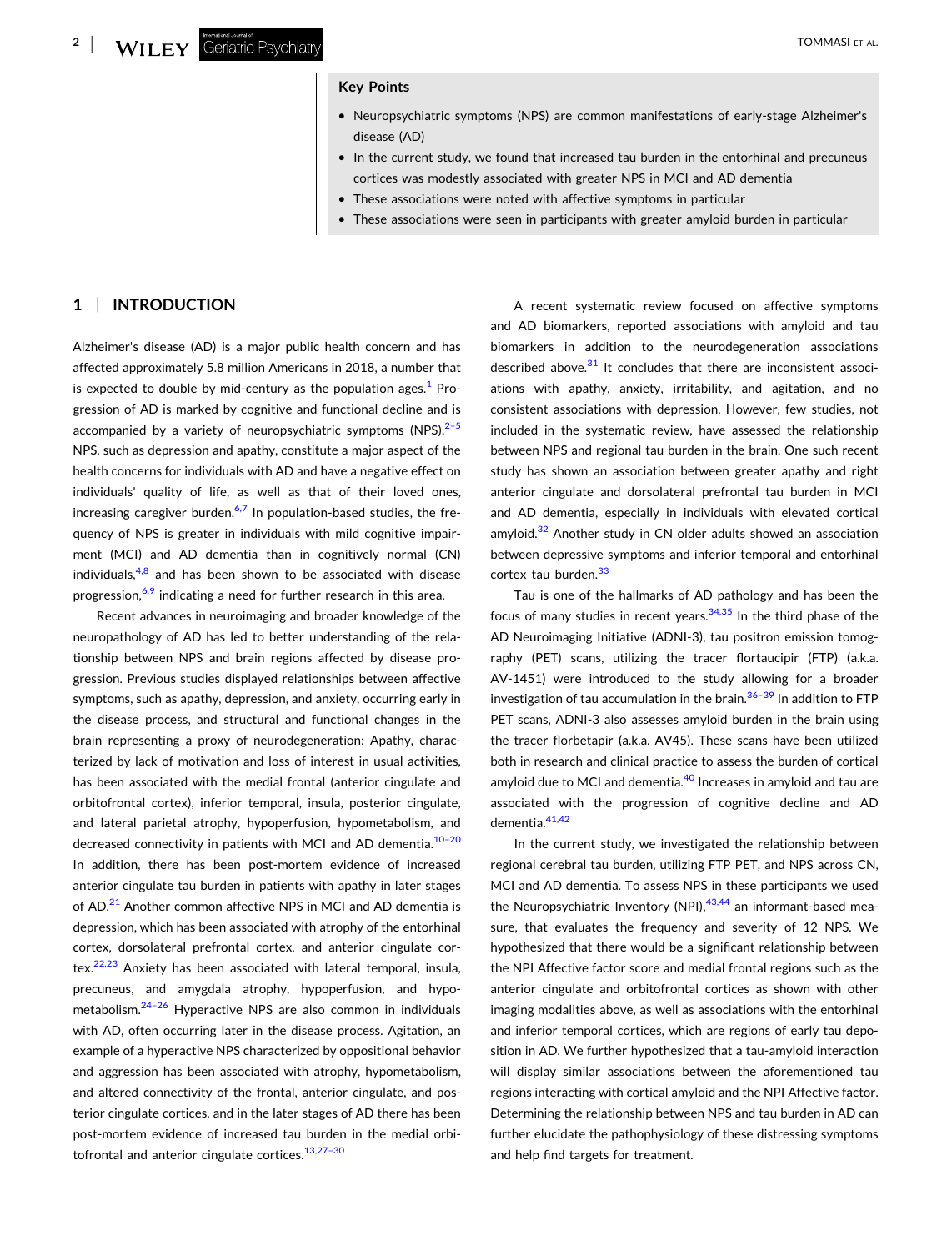**Key Points**

- Neuropsychiatric symptoms (NPS) are common manifestations of early-stage Alzheimer's disease (AD)
- In the current study, we found that increased tau burden in the entorhinal and precuneus cortices was modestly associated with greater NPS in MCI and AD dementia
- These associations were noted with affective symptoms in particular
- These associations were seen in participants with greater amyloid burden in particular

## 1 | INTRODUCTION

Alzheimer's disease (AD) is a major public health concern and has affected approximately 5.8 million Americans in 2018, a number that is expected to double by mid-century as the population ages.[1] Progression of AD is marked by cognitive and functional decline and is accompanied by a variety of neuropsychiatric symptoms (NPS).[2–5] NPS, such as depression and apathy, constitute a major aspect of the health concerns for individuals with AD and have a negative effect on individuals' quality of life, as well as that of their loved ones, increasing caregiver burden.[6,7] In population-based studies, the frequency of NPS is greater in individuals with mild cognitive impairment (MCI) and AD dementia than in cognitively normal (CN) individuals,[4,8] and has been shown to be associated with disease progression,[6,9] indicating a need for further research in this area.

Recent advances in neuroimaging and broader knowledge of the neuropathology of AD has led to better understanding of the relationship between NPS and brain regions affected by disease progression. Previous studies displayed relationships between affective symptoms, such as apathy, depression, and anxiety, occurring early in the disease process, and structural and functional changes in the brain representing a proxy of neurodegeneration: Apathy, characterized by lack of motivation and loss of interest in usual activities, has been associated with the medial frontal (anterior cingulate and orbitofrontal cortex), inferior temporal, insula, posterior cingulate, and lateral parietal atrophy, hypoperfusion, hypometabolism, and decreased connectivity in patients with MCI and AD dementia.[10–20] In addition, there has been post-mortem evidence of increased anterior cingulate tau burden in patients with apathy in later stages of AD.[21] Another common affective NPS in MCI and AD dementia is depression, which has been associated with atrophy of the entorhinal cortex, dorsolateral prefrontal cortex, and anterior cingulate cortex.[22,23] Anxiety has been associated with lateral temporal, insula, precuneus, and amygdala atrophy, hypoperfusion, and hypometabolism.[24–26] Hyperactive NPS are also common in individuals with AD, often occurring later in the disease process. Agitation, an example of a hyperactive NPS characterized by oppositional behavior and aggression has been associated with atrophy, hypometabolism, and altered connectivity of the frontal, anterior cingulate, and posterior cingulate cortices, and in the later stages of AD there has been post-mortem evidence of increased tau burden in the medial orbitofrontal and anterior cingulate cortices.[13,27–30]

A recent systematic review focused on affective symptoms and AD biomarkers, reported associations with amyloid and tau biomarkers in addition to the neurodegeneration associations described above.[31] It concludes that there are inconsistent associations with apathy, anxiety, irritability, and agitation, and no consistent associations with depression. However, few studies, not included in the systematic review, have assessed the relationship between NPS and regional tau burden in the brain. One such recent study has shown an association between greater apathy and right anterior cingulate and dorsolateral prefrontal tau burden in MCI and AD dementia, especially in individuals with elevated cortical amyloid.[32] Another study in CN older adults showed an association between depressive symptoms and inferior temporal and entorhinal cortex tau burden.[33]

Tau is one of the hallmarks of AD pathology and has been the focus of many studies in recent years.[34,35] In the third phase of the AD Neuroimaging Initiative (ADNI-3), tau positron emission tomography (PET) scans, utilizing the tracer flortaucipir (FTP) (a.k.a. AV-1451) were introduced to the study allowing for a broader investigation of tau accumulation in the brain.[36–39] In addition to FTP PET scans, ADNI-3 also assesses amyloid burden in the brain using the tracer florbetapir (a.k.a. AV45). These scans have been utilized both in research and clinical practice to assess the burden of cortical amyloid due to MCI and dementia.[40] Increases in amyloid and tau are associated with the progression of cognitive decline and AD dementia.[41,42]

In the current study, we investigated the relationship between regional cerebral tau burden, utilizing FTP PET, and NPS across CN, MCI and AD dementia. To assess NPS in these participants we used the Neuropsychiatric Inventory (NPI),[43,44] an informant-based measure, that evaluates the frequency and severity of 12 NPS. We hypothesized that there would be a significant relationship between the NPI Affective factor score and medial frontal regions such as the anterior cingulate and orbitofrontal cortices as shown with other imaging modalities above, as well as associations with the entorhinal and inferior temporal cortices, which are regions of early tau deposition in AD. We further hypothesized that a tau-amyloid interaction will display similar associations between the aforementioned tau regions interacting with cortical amyloid and the NPI Affective factor. Determining the relationship between NPS and tau burden in AD can further elucidate the pathophysiology of these distressing symptoms and help find targets for treatment.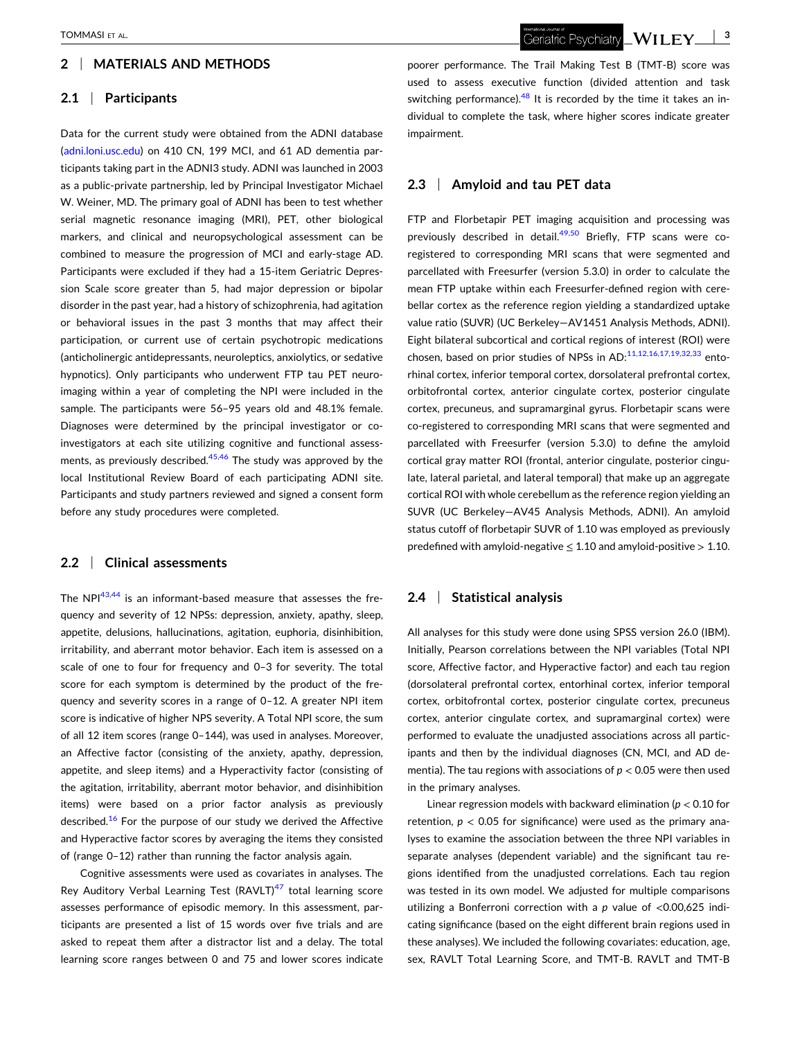## 2 | MATERIALS AND METHODS

### 2.1 | Participants

Data for the current study were obtained from the ADNI database (adni.loni.usc.edu) on 410 CN, 199 MCI, and 61 AD dementia participants taking part in the ADNI3 study. ADNI was launched in 2003 as a public-private partnership, led by Principal Investigator Michael W. Weiner, MD. The primary goal of ADNI has been to test whether serial magnetic resonance imaging (MRI), PET, other biological markers, and clinical and neuropsychological assessment can be combined to measure the progression of MCI and early-stage AD. Participants were excluded if they had a 15-item Geriatric Depression Scale score greater than 5, had major depression or bipolar disorder in the past year, had a history of schizophrenia, had agitation or behavioral issues in the past 3 months that may affect their participation, or current use of certain psychotropic medications (anticholinergic antidepressants, neuroleptics, anxiolytics, or sedative hypnotics). Only participants who underwent FTP tau PET neuroimaging within a year of completing the NPI were included in the sample. The participants were 56–95 years old and 48.1% female. Diagnoses were determined by the principal investigator or co-investigators at each site utilizing cognitive and functional assessments, as previously described.[45,46] The study was approved by the local Institutional Review Board of each participating ADNI site. Participants and study partners reviewed and signed a consent form before any study procedures were completed.

### 2.2 | Clinical assessments

The NPI[43,44] is an informant-based measure that assesses the frequency and severity of 12 NPSs: depression, anxiety, apathy, sleep, appetite, delusions, hallucinations, agitation, euphoria, disinhibition, irritability, and aberrant motor behavior. Each item is assessed on a scale of one to four for frequency and 0–3 for severity. The total score for each symptom is determined by the product of the frequency and severity scores in a range of 0–12. A greater NPI item score is indicative of higher NPS severity. A Total NPI score, the sum of all 12 item scores (range 0–144), was used in analyses. Moreover, an Affective factor (consisting of the anxiety, apathy, depression, appetite, and sleep items) and a Hyperactivity factor (consisting of the agitation, irritability, aberrant motor behavior, and disinhibition items) were based on a prior factor analysis as previously described.[16] For the purpose of our study we derived the Affective and Hyperactive factor scores by averaging the items they consisted of (range 0–12) rather than running the factor analysis again.

Cognitive assessments were used as covariates in analyses. The Rey Auditory Verbal Learning Test (RAVLT)[47] total learning score assesses performance of episodic memory. In this assessment, participants are presented a list of 15 words over five trials and are asked to repeat them after a distractor list and a delay. The total learning score ranges between 0 and 75 and lower scores indicate poorer performance. The Trail Making Test B (TMT-B) score was used to assess executive function (divided attention and task switching performance).[48] It is recorded by the time it takes an individual to complete the task, where higher scores indicate greater impairment.

### 2.3 | Amyloid and tau PET data

FTP and Florbetapir PET imaging acquisition and processing was previously described in detail.[49,50] Briefly, FTP scans were co-registered to corresponding MRI scans that were segmented and parcellated with Freesurfer (version 5.3.0) in order to calculate the mean FTP uptake within each Freesurfer-defined region with cerebellar cortex as the reference region yielding a standardized uptake value ratio (SUVR) (UC Berkeley—AV1451 Analysis Methods, ADNI). Eight bilateral subcortical and cortical regions of interest (ROI) were chosen, based on prior studies of NPSs in AD:[11,12,16,17,19,32,33] entorhinal cortex, inferior temporal cortex, dorsolateral prefrontal cortex, orbitofrontal cortex, anterior cingulate cortex, posterior cingulate cortex, precuneus, and supramarginal gyrus. Florbetapir scans were co-registered to corresponding MRI scans that were segmented and parcellated with Freesurfer (version 5.3.0) to define the amyloid cortical gray matter ROI (frontal, anterior cingulate, posterior cingulate, lateral parietal, and lateral temporal) that make up an aggregate cortical ROI with whole cerebellum as the reference region yielding an SUVR (UC Berkeley—AV45 Analysis Methods, ADNI). An amyloid status cutoff of florbetapir SUVR of 1.10 was employed as previously predefined with amyloid-negative $\leq 1.10$ and amyloid-positive $> 1.10$.

### 2.4 | Statistical analysis

All analyses for this study were done using SPSS version 26.0 (IBM). Initially, Pearson correlations between the NPI variables (Total NPI score, Affective factor, and Hyperactive factor) and each tau region (dorsolateral prefrontal cortex, entorhinal cortex, inferior temporal cortex, orbitofrontal cortex, posterior cingulate cortex, precuneus cortex, anterior cingulate cortex, and supramarginal cortex) were performed to evaluate the unadjusted associations across all participants and then by the individual diagnoses (CN, MCI, and AD dementia). The tau regions with associations of $p < 0.05$ were then used in the primary analyses.

Linear regression models with backward elimination ($p < 0.10$ for retention, $p < 0.05$ for significance) were used as the primary analyses to examine the association between the three NPI variables in separate analyses (dependent variable) and the significant tau regions identified from the unadjusted correlations. Each tau region was tested in its own model. We adjusted for multiple comparisons utilizing a Bonferroni correction with a p value of <0.00,625 indicating significance (based on the eight different brain regions used in these analyses). We included the following covariates: education, age, sex, RAVLT Total Learning Score, and TMT-B. RAVLT and TMT-B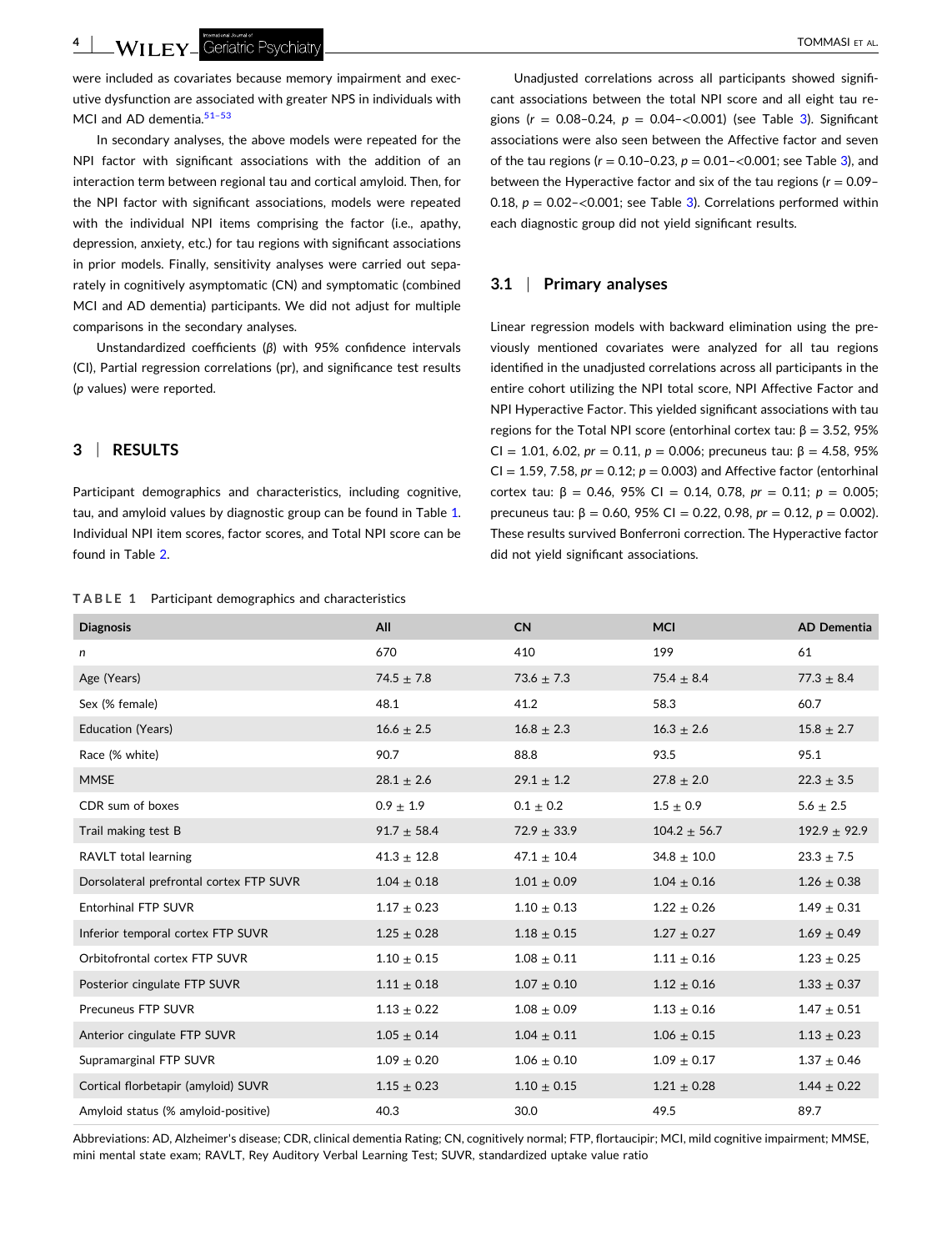were included as covariates because memory impairment and executive dysfunction are associated with greater NPS in individuals with MCI and AD dementia.[51–53]

In secondary analyses, the above models were repeated for the NPI factor with significant associations with the addition of an interaction term between regional tau and cortical amyloid. Then, for the NPI factor with significant associations, models were repeated with the individual NPI items comprising the factor (i.e., apathy, depression, anxiety, etc.) for tau regions with significant associations in prior models. Finally, sensitivity analyses were carried out separately in cognitively asymptomatic (CN) and symptomatic (combined MCI and AD dementia) participants. We did not adjust for multiple comparisons in the secondary analyses.

Unstandardized coefficients (β) with 95% confidence intervals (CI), Partial regression correlations (pr), and significance test results (*p* values) were reported.

## 3 | RESULTS

Participant demographics and characteristics, including cognitive, tau, and amyloid values by diagnostic group can be found in Table 1. Individual NPI item scores, factor scores, and Total NPI score can be found in Table 2.

Unadjusted correlations across all participants showed significant associations between the total NPI score and all eight tau regions ($r$ = 0.08–0.24, $p$ = 0.04–<0.001) (see Table 3). Significant associations were also seen between the Affective factor and seven of the tau regions ($r$ = 0.10–0.23, $p$ = 0.01–<0.001; see Table 3), and between the Hyperactive factor and six of the tau regions ($r$ = 0.09–0.18, $p$ = 0.02–<0.001; see Table 3). Correlations performed within each diagnostic group did not yield significant results.

### 3.1 | Primary analyses

Linear regression models with backward elimination using the previously mentioned covariates were analyzed for all tau regions identified in the unadjusted correlations across all participants in the entire cohort utilizing the NPI total score, NPI Affective Factor and NPI Hyperactive Factor. This yielded significant associations with tau regions for the Total NPI score (entorhinal cortex tau: β = 3.52, 95% CI = 1.01, 6.02, *pr* = 0.11, $p$ = 0.006; precuneus tau: β = 4.58, 95% CI = 1.59, 7.58, *pr* = 0.12; $p$ = 0.003) and Affective factor (entorhinal cortex tau: β = 0.46, 95% CI = 0.14, 0.78, *pr* = 0.11; $p$ = 0.005; precuneus tau: β = 0.60, 95% CI = 0.22, 0.98, *pr* = 0.12, $p$ = 0.002). These results survived Bonferroni correction. The Hyperactive factor did not yield significant associations.

**TABLE 1** Participant demographics and characteristics

| Diagnosis | All | CN | MCI | AD Dementia |
|---|---|---|---|---|
| *n* | 670 | 410 | 199 | 61 |
| Age (Years) | 74.5 ± 7.8 | 73.6 ± 7.3 | 75.4 ± 8.4 | 77.3 ± 8.4 |
| Sex (% female) | 48.1 | 41.2 | 58.3 | 60.7 |
| Education (Years) | 16.6 ± 2.5 | 16.8 ± 2.3 | 16.3 ± 2.6 | 15.8 ± 2.7 |
| Race (% white) | 90.7 | 88.8 | 93.5 | 95.1 |
| MMSE | 28.1 ± 2.6 | 29.1 ± 1.2 | 27.8 ± 2.0 | 22.3 ± 3.5 |
| CDR sum of boxes | 0.9 ± 1.9 | 0.1 ± 0.2 | 1.5 ± 0.9 | 5.6 ± 2.5 |
| Trail making test B | 91.7 ± 58.4 | 72.9 ± 33.9 | 104.2 ± 56.7 | 192.9 ± 92.9 |
| RAVLT total learning | 41.3 ± 12.8 | 47.1 ± 10.4 | 34.8 ± 10.0 | 23.3 ± 7.5 |
| Dorsolateral prefrontal cortex FTP SUVR | 1.04 ± 0.18 | 1.01 ± 0.09 | 1.04 ± 0.16 | 1.26 ± 0.38 |
| Entorhinal FTP SUVR | 1.17 ± 0.23 | 1.10 ± 0.13 | 1.22 ± 0.26 | 1.49 ± 0.31 |
| Inferior temporal cortex FTP SUVR | 1.25 ± 0.28 | 1.18 ± 0.15 | 1.27 ± 0.27 | 1.69 ± 0.49 |
| Orbitofrontal cortex FTP SUVR | 1.10 ± 0.15 | 1.08 ± 0.11 | 1.11 ± 0.16 | 1.23 ± 0.25 |
| Posterior cingulate FTP SUVR | 1.11 ± 0.18 | 1.07 ± 0.10 | 1.12 ± 0.16 | 1.33 ± 0.37 |
| Precuneus FTP SUVR | 1.13 ± 0.22 | 1.08 ± 0.09 | 1.13 ± 0.16 | 1.47 ± 0.51 |
| Anterior cingulate FTP SUVR | 1.05 ± 0.14 | 1.04 ± 0.11 | 1.06 ± 0.15 | 1.13 ± 0.23 |
| Supramarginal FTP SUVR | 1.09 ± 0.20 | 1.06 ± 0.10 | 1.09 ± 0.17 | 1.37 ± 0.46 |
| Cortical florbetapir (amyloid) SUVR | 1.15 ± 0.23 | 1.10 ± 0.15 | 1.21 ± 0.28 | 1.44 ± 0.22 |
| Amyloid status (% amyloid-positive) | 40.3 | 30.0 | 49.5 | 89.7 |

Abbreviations: AD, Alzheimer's disease; CDR, clinical dementia Rating; CN, cognitively normal; FTP, flortaucipir; MCI, mild cognitive impairment; MMSE, mini mental state exam; RAVLT, Rey Auditory Verbal Learning Test; SUVR, standardized uptake value ratio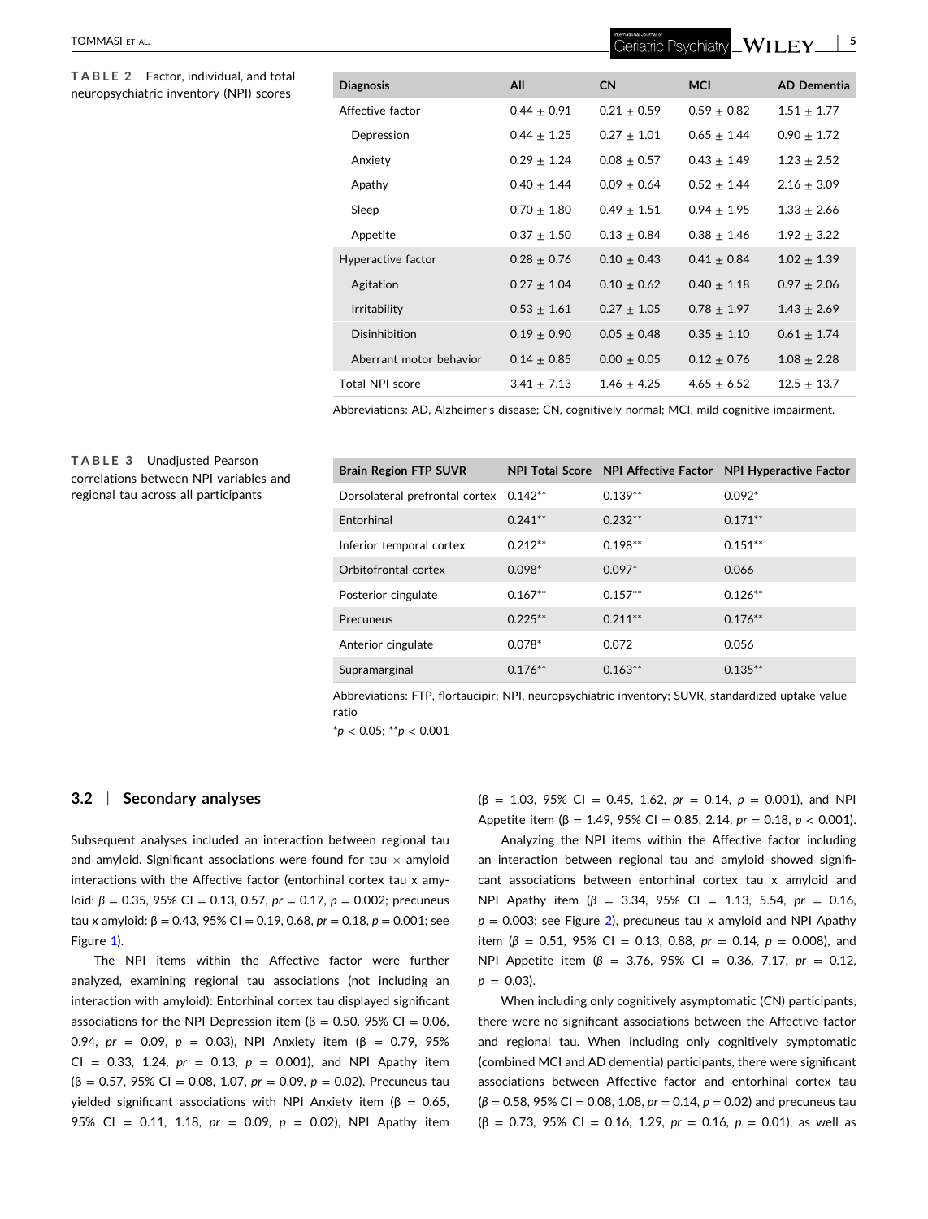**TABLE 2** Factor, individual, and total neuropsychiatric inventory (NPI) scores

| Diagnosis | All | CN | MCI | AD Dementia |
|---|---|---|---|---|
| Affective factor | 0.44 ± 0.91 | 0.21 ± 0.59 | 0.59 ± 0.82 | 1.51 ± 1.77 |
| Depression | 0.44 ± 1.25 | 0.27 ± 1.01 | 0.65 ± 1.44 | 0.90 ± 1.72 |
| Anxiety | 0.29 ± 1.24 | 0.08 ± 0.57 | 0.43 ± 1.49 | 1.23 ± 2.52 |
| Apathy | 0.40 ± 1.44 | 0.09 ± 0.64 | 0.52 ± 1.44 | 2.16 ± 3.09 |
| Sleep | 0.70 ± 1.80 | 0.49 ± 1.51 | 0.94 ± 1.95 | 1.33 ± 2.66 |
| Appetite | 0.37 ± 1.50 | 0.13 ± 0.84 | 0.38 ± 1.46 | 1.92 ± 3.22 |
| Hyperactive factor | 0.28 ± 0.76 | 0.10 ± 0.43 | 0.41 ± 0.84 | 1.02 ± 1.39 |
| Agitation | 0.27 ± 1.04 | 0.10 ± 0.62 | 0.40 ± 1.18 | 0.97 ± 2.06 |
| Irritability | 0.53 ± 1.61 | 0.27 ± 1.05 | 0.78 ± 1.97 | 1.43 ± 2.69 |
| Disinhibition | 0.19 ± 0.90 | 0.05 ± 0.48 | 0.35 ± 1.10 | 0.61 ± 1.74 |
| Aberrant motor behavior | 0.14 ± 0.85 | 0.00 ± 0.05 | 0.12 ± 0.76 | 1.08 ± 2.28 |
| Total NPI score | 3.41 ± 7.13 | 1.46 ± 4.25 | 4.65 ± 6.52 | 12.5 ± 13.7 |

Abbreviations: AD, Alzheimer's disease; CN, cognitively normal; MCI, mild cognitive impairment.

**TABLE 3** Unadjusted Pearson correlations between NPI variables and regional tau across all participants

| Brain Region FTP SUVR | NPI Total Score | NPI Affective Factor | NPI Hyperactive Factor |
|---|---|---|---|
| Dorsolateral prefrontal cortex | 0.142** | 0.139** | 0.092* |
| Entorhinal | 0.241** | 0.232** | 0.171** |
| Inferior temporal cortex | 0.212** | 0.198** | 0.151** |
| Orbitofrontal cortex | 0.098* | 0.097* | 0.066 |
| Posterior cingulate | 0.167** | 0.157** | 0.126** |
| Precuneus | 0.225** | 0.211** | 0.176** |
| Anterior cingulate | 0.078* | 0.072 | 0.056 |
| Supramarginal | 0.176** | 0.163** | 0.135** |

Abbreviations: FTP, flortaucipir; NPI, neuropsychiatric inventory; SUVR, standardized uptake value ratio

*$p < 0.05$; **$p < 0.001$

### 3.2 | Secondary analyses

Subsequent analyses included an interaction between regional tau and amyloid. Significant associations were found for tau × amyloid interactions with the Affective factor (entorhinal cortex tau x amyloid: $\beta = 0.35$, 95% CI = 0.13, 0.57, $pr = 0.17$, $p = 0.002$; precuneus tau x amyloid: $\beta = 0.43$, 95% CI = 0.19, 0.68, $pr = 0.18$, $p = 0.001$; see Figure 1).

The NPI items within the Affective factor were further analyzed, examining regional tau associations (not including an interaction with amyloid): Entorhinal cortex tau displayed significant associations for the NPI Depression item ($\beta = 0.50$, 95% CI = 0.06, 0.94, $pr = 0.09$, $p = 0.03$), NPI Anxiety item ($\beta = 0.79$, 95% CI = 0.33, 1.24, $pr = 0.13$, $p = 0.001$), and NPI Apathy item ($\beta = 0.57$, 95% CI = 0.08, 1.07, $pr = 0.09$, $p = 0.02$). Precuneus tau yielded significant associations with NPI Anxiety item ($\beta = 0.65$, 95% CI = 0.11, 1.18, $pr = 0.09$, $p = 0.02$), NPI Apathy item ($\beta = 1.03$, 95% CI = 0.45, 1.62, $pr = 0.14$, $p = 0.001$), and NPI Appetite item ($\beta = 1.49$, 95% CI = 0.85, 2.14, $pr = 0.18$, $p < 0.001$).

Analyzing the NPI items within the Affective factor including an interaction between regional tau and amyloid showed significant associations between entorhinal cortex tau x amyloid and NPI Apathy item ($\beta = 3.34$, 95% CI = 1.13, 5.54, $pr = 0.16$, $p = 0.003$; see Figure 2), precuneus tau x amyloid and NPI Apathy item ($\beta = 0.51$, 95% CI = 0.13, 0.88, $pr = 0.14$, $p = 0.008$), and NPI Appetite item ($\beta = 3.76$, 95% CI = 0.36, 7.17, $pr = 0.12$, $p = 0.03$).

When including only cognitively asymptomatic (CN) participants, there were no significant associations between the Affective factor and regional tau. When including only cognitively symptomatic (combined MCI and AD dementia) participants, there were significant associations between Affective factor and entorhinal cortex tau ($\beta = 0.58$, 95% CI = 0.08, 1.08, $pr = 0.14$, $p = 0.02$) and precuneus tau ($\beta = 0.73$, 95% CI = 0.16, 1.29, $pr = 0.16$, $p = 0.01$), as well as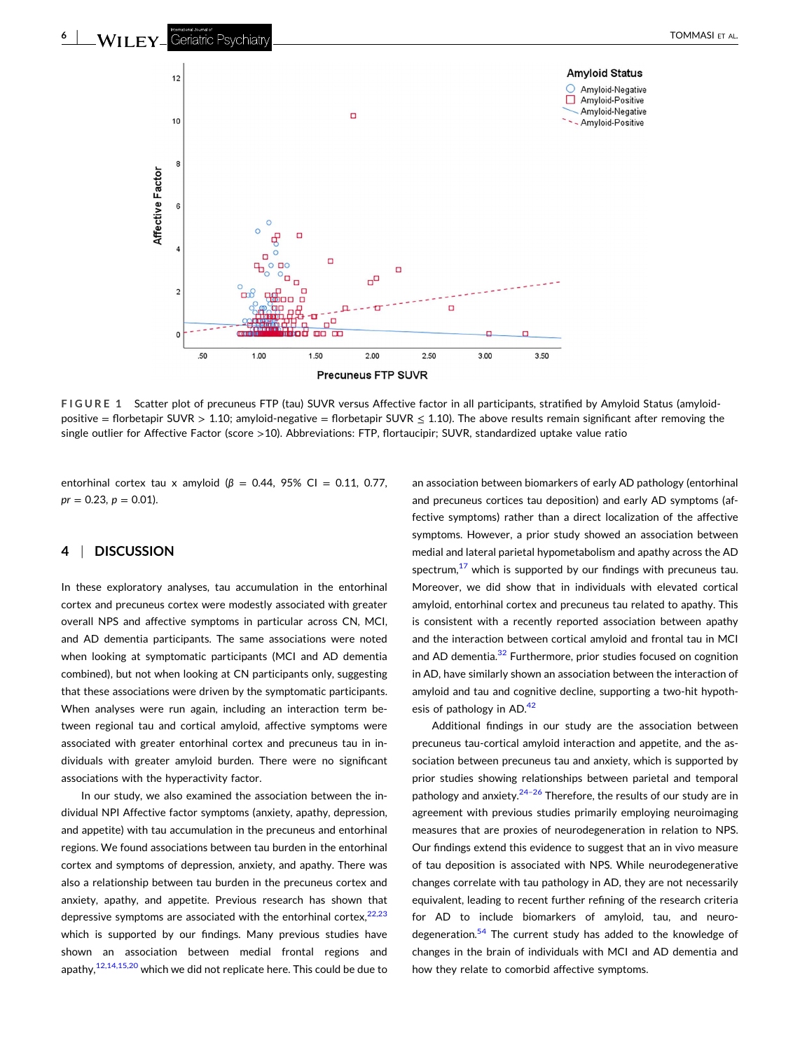FIGURE 1 Scatter plot of precuneus FTP (tau) SUVR versus Affective factor in all participants, stratified by Amyloid Status (amyloid-positive = florbetapir SUVR > 1.10; amyloid-negative = florbetapir SUVR ≤ 1.10). The above results remain significant after removing the single outlier for Affective Factor (score >10). Abbreviations: FTP, flortaucipir; SUVR, standardized uptake value ratio

entorhinal cortex tau x amyloid ($\beta$ = 0.44, 95% CI = 0.11, 0.77, *pr* = 0.23, *p* = 0.01).

## 4 | DISCUSSION

In these exploratory analyses, tau accumulation in the entorhinal cortex and precuneus cortex were modestly associated with greater overall NPS and affective symptoms in particular across CN, MCI, and AD dementia participants. The same associations were noted when looking at symptomatic participants (MCI and AD dementia combined), but not when looking at CN participants only, suggesting that these associations were driven by the symptomatic participants. When analyses were run again, including an interaction term between regional tau and cortical amyloid, affective symptoms were associated with greater entorhinal cortex and precuneus tau in individuals with greater amyloid burden. There were no significant associations with the hyperactivity factor.

In our study, we also examined the association between the individual NPI Affective factor symptoms (anxiety, apathy, depression, and appetite) with tau accumulation in the precuneus and entorhinal regions. We found associations between tau burden in the entorhinal cortex and symptoms of depression, anxiety, and apathy. There was also a relationship between tau burden in the precuneus cortex and anxiety, apathy, and appetite. Previous research has shown that depressive symptoms are associated with the entorhinal cortex,[22,23] which is supported by our findings. Many previous studies have shown an association between medial frontal regions and apathy,[12,14,15,20] which we did not replicate here. This could be due to an association between biomarkers of early AD pathology (entorhinal and precuneus cortices tau deposition) and early AD symptoms (affective symptoms) rather than a direct localization of the affective symptoms. However, a prior study showed an association between medial and lateral parietal hypometabolism and apathy across the AD spectrum,[17] which is supported by our findings with precuneus tau. Moreover, we did show that in individuals with elevated cortical amyloid, entorhinal cortex and precuneus tau related to apathy. This is consistent with a recently reported association between apathy and the interaction between cortical amyloid and frontal tau in MCI and AD dementia.[32] Furthermore, prior studies focused on cognition in AD, have similarly shown an association between the interaction of amyloid and tau and cognitive decline, supporting a two-hit hypothesis of pathology in AD.[42]

Additional findings in our study are the association between precuneus tau-cortical amyloid interaction and appetite, and the association between precuneus tau and anxiety, which is supported by prior studies showing relationships between parietal and temporal pathology and anxiety.[24–26] Therefore, the results of our study are in agreement with previous studies primarily employing neuroimaging measures that are proxies of neurodegeneration in relation to NPS. Our findings extend this evidence to suggest that an in vivo measure of tau deposition is associated with NPS. While neurodegenerative changes correlate with tau pathology in AD, they are not necessarily equivalent, leading to recent further refining of the research criteria for AD to include biomarkers of amyloid, tau, and neurodegeneration.[54] The current study has added to the knowledge of changes in the brain of individuals with MCI and AD dementia and how they relate to comorbid affective symptoms.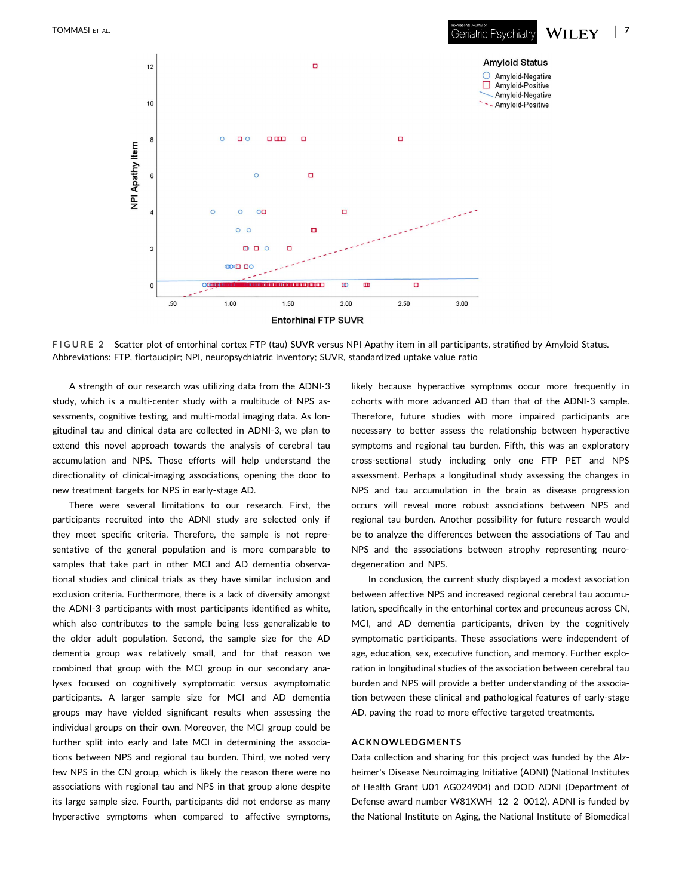FIGURE 2 Scatter plot of entorhinal cortex FTP (tau) SUVR versus NPI Apathy item in all participants, stratified by Amyloid Status. Abbreviations: FTP, flortaucipir; NPI, neuropsychiatric inventory; SUVR, standardized uptake value ratio

A strength of our research was utilizing data from the ADNI-3 study, which is a multi-center study with a multitude of NPS assessments, cognitive testing, and multi-modal imaging data. As longitudinal tau and clinical data are collected in ADNI-3, we plan to extend this novel approach towards the analysis of cerebral tau accumulation and NPS. Those efforts will help understand the directionality of clinical-imaging associations, opening the door to new treatment targets for NPS in early-stage AD.

There were several limitations to our research. First, the participants recruited into the ADNI study are selected only if they meet specific criteria. Therefore, the sample is not representative of the general population and is more comparable to samples that take part in other MCI and AD dementia observational studies and clinical trials as they have similar inclusion and exclusion criteria. Furthermore, there is a lack of diversity amongst the ADNI-3 participants with most participants identified as white, which also contributes to the sample being less generalizable to the older adult population. Second, the sample size for the AD dementia group was relatively small, and for that reason we combined that group with the MCI group in our secondary analyses focused on cognitively symptomatic versus asymptomatic participants. A larger sample size for MCI and AD dementia groups may have yielded significant results when assessing the individual groups on their own. Moreover, the MCI group could be further split into early and late MCI in determining the associations between NPS and regional tau burden. Third, we noted very few NPS in the CN group, which is likely the reason there were no associations with regional tau and NPS in that group alone despite its large sample size. Fourth, participants did not endorse as many hyperactive symptoms when compared to affective symptoms, likely because hyperactive symptoms occur more frequently in cohorts with more advanced AD than that of the ADNI-3 sample. Therefore, future studies with more impaired participants are necessary to better assess the relationship between hyperactive symptoms and regional tau burden. Fifth, this was an exploratory cross-sectional study including only one FTP PET and NPS assessment. Perhaps a longitudinal study assessing the changes in NPS and tau accumulation in the brain as disease progression occurs will reveal more robust associations between NPS and regional tau burden. Another possibility for future research would be to analyze the differences between the associations of Tau and NPS and the associations between atrophy representing neurodegeneration and NPS.

In conclusion, the current study displayed a modest association between affective NPS and increased regional cerebral tau accumulation, specifically in the entorhinal cortex and precuneus across CN, MCI, and AD dementia participants, driven by the cognitively symptomatic participants. These associations were independent of age, education, sex, executive function, and memory. Further exploration in longitudinal studies of the association between cerebral tau burden and NPS will provide a better understanding of the association between these clinical and pathological features of early-stage AD, paving the road to more effective targeted treatments.

## ACKNOWLEDGMENTS

Data collection and sharing for this project was funded by the Alzheimer's Disease Neuroimaging Initiative (ADNI) (National Institutes of Health Grant U01 AG024904) and DOD ADNI (Department of Defense award number W81XWH–12–2–0012). ADNI is funded by the National Institute on Aging, the National Institute of Biomedical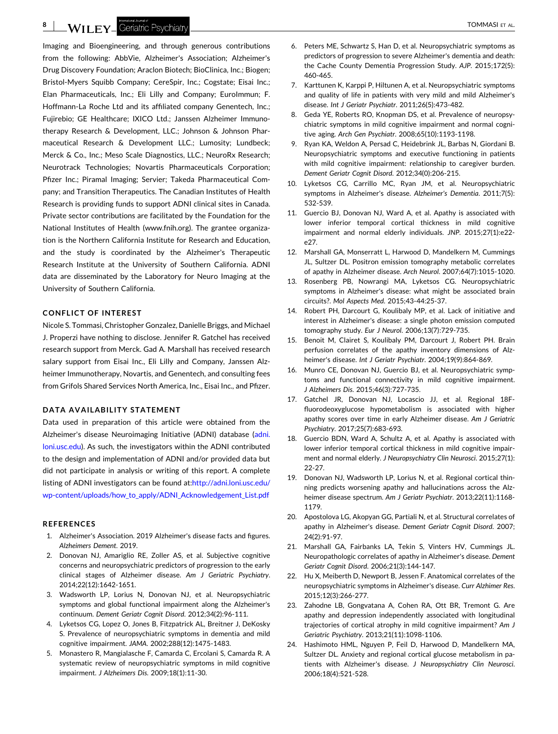Imaging and Bioengineering, and through generous contributions from the following: AbbVie, Alzheimer's Association; Alzheimer's Drug Discovery Foundation; Araclon Biotech; BioClinica, Inc.; Biogen; Bristol-Myers Squibb Company; CereSpir, Inc.; Cogstate; Eisai Inc.; Elan Pharmaceuticals, Inc.; Eli Lilly and Company; EuroImmun; F. Hoffmann-La Roche Ltd and its affiliated company Genentech, Inc.; Fujirebio; GE Healthcare; IXICO Ltd.; Janssen Alzheimer Immunotherapy Research & Development, LLC.; Johnson & Johnson Pharmaceutical Research & Development LLC.; Lumosity; Lundbeck; Merck & Co., Inc.; Meso Scale Diagnostics, LLC.; NeuroRx Research; Neurotrack Technologies; Novartis Pharmaceuticals Corporation; Pfizer Inc.; Piramal Imaging; Servier; Takeda Pharmaceutical Company; and Transition Therapeutics. The Canadian Institutes of Health Research is providing funds to support ADNI clinical sites in Canada. Private sector contributions are facilitated by the Foundation for the National Institutes of Health (www.fnih.org). The grantee organization is the Northern California Institute for Research and Education, and the study is coordinated by the Alzheimer's Therapeutic Research Institute at the University of Southern California. ADNI data are disseminated by the Laboratory for Neuro Imaging at the University of Southern California.

## CONFLICT OF INTEREST

Nicole S. Tommasi, Christopher Gonzalez, Danielle Briggs, and Michael J. Properzi have nothing to disclose. Jennifer R. Gatchel has received research support from Merck. Gad A. Marshall has received research salary support from Eisai Inc., Eli Lilly and Company, Janssen Alzheimer Immunotherapy, Novartis, and Genentech, and consulting fees from Grifols Shared Services North America, Inc., Eisai Inc., and Pfizer.

## DATA AVAILABILITY STATEMENT

Data used in preparation of this article were obtained from the Alzheimer's disease Neuroimaging Initiative (ADNI) database (adni.loni.usc.edu). As such, the investigators within the ADNI contributed to the design and implementation of ADNI and/or provided data but did not participate in analysis or writing of this report. A complete listing of ADNI investigators can be found at:http://adni.loni.usc.edu/wp-content/uploads/how_to_apply/ADNI_Acknowledgement_List.pdf

## REFERENCES

1. Alzheimer's Association. 2019 Alzheimer's disease facts and figures. *Alzheimers Dement*. 2019.
2. Donovan NJ, Amariglio RE, Zoller AS, et al. Subjective cognitive concerns and neuropsychiatric predictors of progression to the early clinical stages of Alzheimer disease. *Am J Geriatric Psychiatry*. 2014;22(12):1642-1651.
3. Wadsworth LP, Lorius N, Donovan NJ, et al. Neuropsychiatric symptoms and global functional impairment along the Alzheimer's continuum. *Dement Geriatr Cognit Disord*. 2012;34(2):96-111.
4. Lyketsos CG, Lopez O, Jones B, Fitzpatrick AL, Breitner J, DeKosky S. Prevalence of neuropsychiatric symptoms in dementia and mild cognitive impairment. *JAMA*. 2002;288(12):1475-1483.
5. Monastero R, Mangialasche F, Camarda C, Ercolani S, Camarda R. A systematic review of neuropsychiatric symptoms in mild cognitive impairment. *J Alzheimers Dis*. 2009;18(1):11-30.
6. Peters ME, Schwartz S, Han D, et al. Neuropsychiatric symptoms as predictors of progression to severe Alzheimer's dementia and death: the Cache County Dementia Progression Study. *AJP*. 2015;172(5):460-465.
7. Karttunen K, Karppi P, Hiltunen A, et al. Neuropsychiatric symptoms and quality of life in patients with very mild and mild Alzheimer's disease. *Int J Geriatr Psychiatr*. 2011;26(5):473-482.
8. Geda YE, Roberts RO, Knopman DS, et al. Prevalence of neuropsychiatric symptoms in mild cognitive impairment and normal cognitive aging. *Arch Gen Psychiatr*. 2008;65(10):1193-1198.
9. Ryan KA, Weldon A, Persad C, Heidebrink JL, Barbas N, Giordani B. Neuropsychiatric symptoms and executive functioning in patients with mild cognitive impairment: relationship to caregiver burden. *Dement Geriatr Cognit Disord*. 2012;34(0):206-215.
10. Lyketsos CG, Carrillo MC, Ryan JM, et al. Neuropsychiatric symptoms in Alzheimer's disease. *Alzheimer's Dementia*. 2011;7(5):532-539.
11. Guercio BJ, Donovan NJ, Ward A, et al. Apathy is associated with lower inferior temporal cortical thickness in mild cognitive impairment and normal elderly individuals. *JNP*. 2015;27(1):e22-e27.
12. Marshall GA, Monserratt L, Harwood D, Mandelkern M, Cummings JL, Sultzer DL. Positron emission tomography metabolic correlates of apathy in Alzheimer disease. *Arch Neurol*. 2007;64(7):1015-1020.
13. Rosenberg PB, Nowrangi MA, Lyketsos CG. Neuropsychiatric symptoms in Alzheimer's disease: what might be associated brain circuits?. *Mol Aspects Med*. 2015;43-44:25-37.
14. Robert PH, Darcourt G, Koulibaly MP, et al. Lack of initiative and interest in Alzheimer's disease: a single photon emission computed tomography study. *Eur J Neurol*. 2006;13(7):729-735.
15. Benoit M, Clairet S, Koulibaly PM, Darcourt J, Robert PH. Brain perfusion correlates of the apathy inventory dimensions of Alzheimer's disease. *Int J Geriatr Psychiatr*. 2004;19(9):864-869.
16. Munro CE, Donovan NJ, Guercio BJ, et al. Neuropsychiatric symptoms and functional connectivity in mild cognitive impairment. *J Alzheimers Dis*. 2015;46(3):727-735.
17. Gatchel JR, Donovan NJ, Locascio JJ, et al. Regional 18F-fluorodeoxyglucose hypometabolism is associated with higher apathy scores over time in early Alzheimer disease. *Am J Geriatric Psychiatry*. 2017;25(7):683-693.
18. Guercio BDN, Ward A, Schultz A, et al. Apathy is associated with lower inferior temporal cortical thickness in mild cognitive impairment and normal elderly. *J Neuropsychiatry Clin Neurosci*. 2015;27(1):22-27.
19. Donovan NJ, Wadsworth LP, Lorius N, et al. Regional cortical thinning predicts worsening apathy and hallucinations across the Alzheimer disease spectrum. *Am J Geriatr Psychiatr*. 2013;22(11):1168-1179.
20. Apostolova LG, Akopyan GG, Partiali N, et al. Structural correlates of apathy in Alzheimer's disease. *Dement Geriatr Cognit Disord*. 2007;24(2):91-97.
21. Marshall GA, Fairbanks LA, Tekin S, Vinters HV, Cummings JL. Neuropathologic correlates of apathy in Alzheimer's disease. *Dement Geriatr Cognit Disord*. 2006;21(3):144-147.
22. Hu X, Meiberth D, Newport B, Jessen F. Anatomical correlates of the neuropsychiatric symptoms in Alzheimer's disease. *Curr Alzhimer Res*. 2015;12(3):266-277.
23. Zahodne LB, Gongvatana A, Cohen RA, Ott BR, Tremont G. Are apathy and depression independently associated with longitudinal trajectories of cortical atrophy in mild cognitive impairment? *Am J Geriatric Psychiatry*. 2013;21(11):1098-1106.
24. Hashimoto HML, Nguyen P, Feil D, Harwood D, Mandelkern MA, Sultzer DL. Anxiety and regional cortical glucose metabolism in patients with Alzheimer's disease. *J Neuropsychiatry Clin Neurosci*. 2006;18(4):521-528.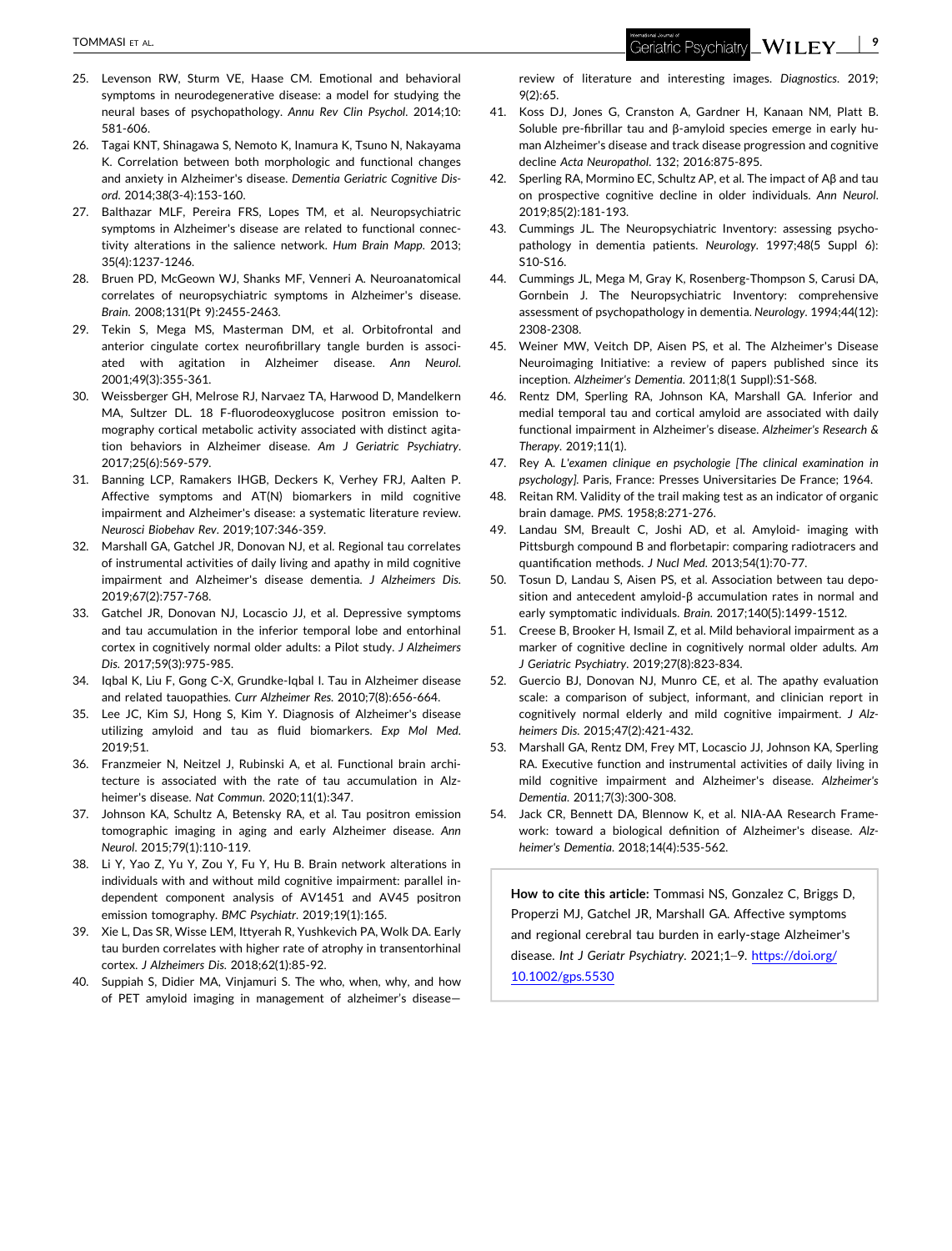25. Levenson RW, Sturm VE, Haase CM. Emotional and behavioral symptoms in neurodegenerative disease: a model for studying the neural bases of psychopathology. *Annu Rev Clin Psychol*. 2014;10: 581-606.
26. Tagai KNT, Shinagawa S, Nemoto K, Inamura K, Tsuno N, Nakayama K. Correlation between both morphologic and functional changes and anxiety in Alzheimer's disease. *Dementia Geriatric Cognitive Disord*. 2014;38(3-4):153-160.
27. Balthazar MLF, Pereira FRS, Lopes TM, et al. Neuropsychiatric symptoms in Alzheimer's disease are related to functional connectivity alterations in the salience network. *Hum Brain Mapp*. 2013; 35(4):1237-1246.
28. Bruen PD, McGeown WJ, Shanks MF, Venneri A. Neuroanatomical correlates of neuropsychiatric symptoms in Alzheimer's disease. *Brain*. 2008;131(Pt 9):2455-2463.
29. Tekin S, Mega MS, Masterman DM, et al. Orbitofrontal and anterior cingulate cortex neurofibrillary tangle burden is associated with agitation in Alzheimer disease. *Ann Neurol*. 2001;49(3):355-361.
30. Weissberger GH, Melrose RJ, Narvaez TA, Harwood D, Mandelkern MA, Sultzer DL. 18 F-fluorodeoxyglucose positron emission tomography cortical metabolic activity associated with distinct agitation behaviors in Alzheimer disease. *Am J Geriatric Psychiatry*. 2017;25(6):569-579.
31. Banning LCP, Ramakers IHGB, Deckers K, Verhey FRJ, Aalten P. Affective symptoms and AT(N) biomarkers in mild cognitive impairment and Alzheimer's disease: a systematic literature review. *Neurosci Biobehav Rev*. 2019;107:346-359.
32. Marshall GA, Gatchel JR, Donovan NJ, et al. Regional tau correlates of instrumental activities of daily living and apathy in mild cognitive impairment and Alzheimer's disease dementia. *J Alzheimers Dis*. 2019;67(2):757-768.
33. Gatchel JR, Donovan NJ, Locascio JJ, et al. Depressive symptoms and tau accumulation in the inferior temporal lobe and entorhinal cortex in cognitively normal older adults: a Pilot study. *J Alzheimers Dis*. 2017;59(3):975-985.
34. Iqbal K, Liu F, Gong C-X, Grundke-Iqbal I. Tau in Alzheimer disease and related tauopathies. *Curr Alzheimer Res*. 2010;7(8):656-664.
35. Lee JC, Kim SJ, Hong S, Kim Y. Diagnosis of Alzheimer's disease utilizing amyloid and tau as fluid biomarkers. *Exp Mol Med*. 2019;51.
36. Franzmeier N, Neitzel J, Rubinski A, et al. Functional brain architecture is associated with the rate of tau accumulation in Alzheimer's disease. *Nat Commun*. 2020;11(1):347.
37. Johnson KA, Schultz A, Betensky RA, et al. Tau positron emission tomographic imaging in aging and early Alzheimer disease. *Ann Neurol*. 2015;79(1):110-119.
38. Li Y, Yao Z, Yu Y, Zou Y, Fu Y, Hu B. Brain network alterations in individuals with and without mild cognitive impairment: parallel independent component analysis of AV1451 and AV45 positron emission tomography. *BMC Psychiatr*. 2019;19(1):165.
39. Xie L, Das SR, Wisse LEM, Ittyerah R, Yushkevich PA, Wolk DA. Early tau burden correlates with higher rate of atrophy in transentorhinal cortex. *J Alzheimers Dis*. 2018;62(1):85-92.
40. Suppiah S, Didier MA, Vinjamuri S. The who, when, why, and how of PET amyloid imaging in management of alzheimer's disease—review of literature and interesting images. *Diagnostics*. 2019; 9(2):65.
41. Koss DJ, Jones G, Cranston A, Gardner H, Kanaan NM, Platt B. Soluble pre-fibrillar tau and β-amyloid species emerge in early human Alzheimer's disease and track disease progression and cognitive decline *Acta Neuropathol*. 132; 2016:875-895.
42. Sperling RA, Mormino EC, Schultz AP, et al. The impact of Aβ and tau on prospective cognitive decline in older individuals. *Ann Neurol*. 2019;85(2):181-193.
43. Cummings JL. The Neuropsychiatric Inventory: assessing psychopathology in dementia patients. *Neurology*. 1997;48(5 Suppl 6): S10-S16.
44. Cummings JL, Mega M, Gray K, Rosenberg-Thompson S, Carusi DA, Gornbein J. The Neuropsychiatric Inventory: comprehensive assessment of psychopathology in dementia. *Neurology*. 1994;44(12): 2308-2308.
45. Weiner MW, Veitch DP, Aisen PS, et al. The Alzheimer's Disease Neuroimaging Initiative: a review of papers published since its inception. *Alzheimer's Dementia*. 2011;8(1 Suppl):S1-S68.
46. Rentz DM, Sperling RA, Johnson KA, Marshall GA. Inferior and medial temporal tau and cortical amyloid are associated with daily functional impairment in Alzheimer's disease. *Alzheimer's Research & Therapy*. 2019;11(1).
47. Rey A. *L'examen clinique en psychologie [The clinical examination in psychology]*. Paris, France: Presses Universitaries De France; 1964.
48. Reitan RM. Validity of the trail making test as an indicator of organic brain damage. *PMS*. 1958;8:271-276.
49. Landau SM, Breault C, Joshi AD, et al. Amyloid- imaging with Pittsburgh compound B and florbetapir: comparing radiotracers and quantification methods. *J Nucl Med*. 2013;54(1):70-77.
50. Tosun D, Landau S, Aisen PS, et al. Association between tau deposition and antecedent amyloid-β accumulation rates in normal and early symptomatic individuals. *Brain*. 2017;140(5):1499-1512.
51. Creese B, Brooker H, Ismail Z, et al. Mild behavioral impairment as a marker of cognitive decline in cognitively normal older adults. *Am J Geriatric Psychiatry*. 2019;27(8):823-834.
52. Guercio BJ, Donovan NJ, Munro CE, et al. The apathy evaluation scale: a comparison of subject, informant, and clinician report in cognitively normal elderly and mild cognitive impairment. *J Alzheimers Dis*. 2015;47(2):421-432.
53. Marshall GA, Rentz DM, Frey MT, Locascio JJ, Johnson KA, Sperling RA. Executive function and instrumental activities of daily living in mild cognitive impairment and Alzheimer's disease. *Alzheimer's Dementia*. 2011;7(3):300-308.
54. Jack CR, Bennett DA, Blennow K, et al. NIA-AA Research Framework: toward a biological definition of Alzheimer's disease. *Alzheimer's Dementia*. 2018;14(4):535-562.

**How to cite this article:** Tommasi NS, Gonzalez C, Briggs D, Properzi MJ, Gatchel JR, Marshall GA. Affective symptoms and regional cerebral tau burden in early-stage Alzheimer's disease. *Int J Geriatr Psychiatry*. 2021;1–9. https://doi.org/10.1002/gps.5530